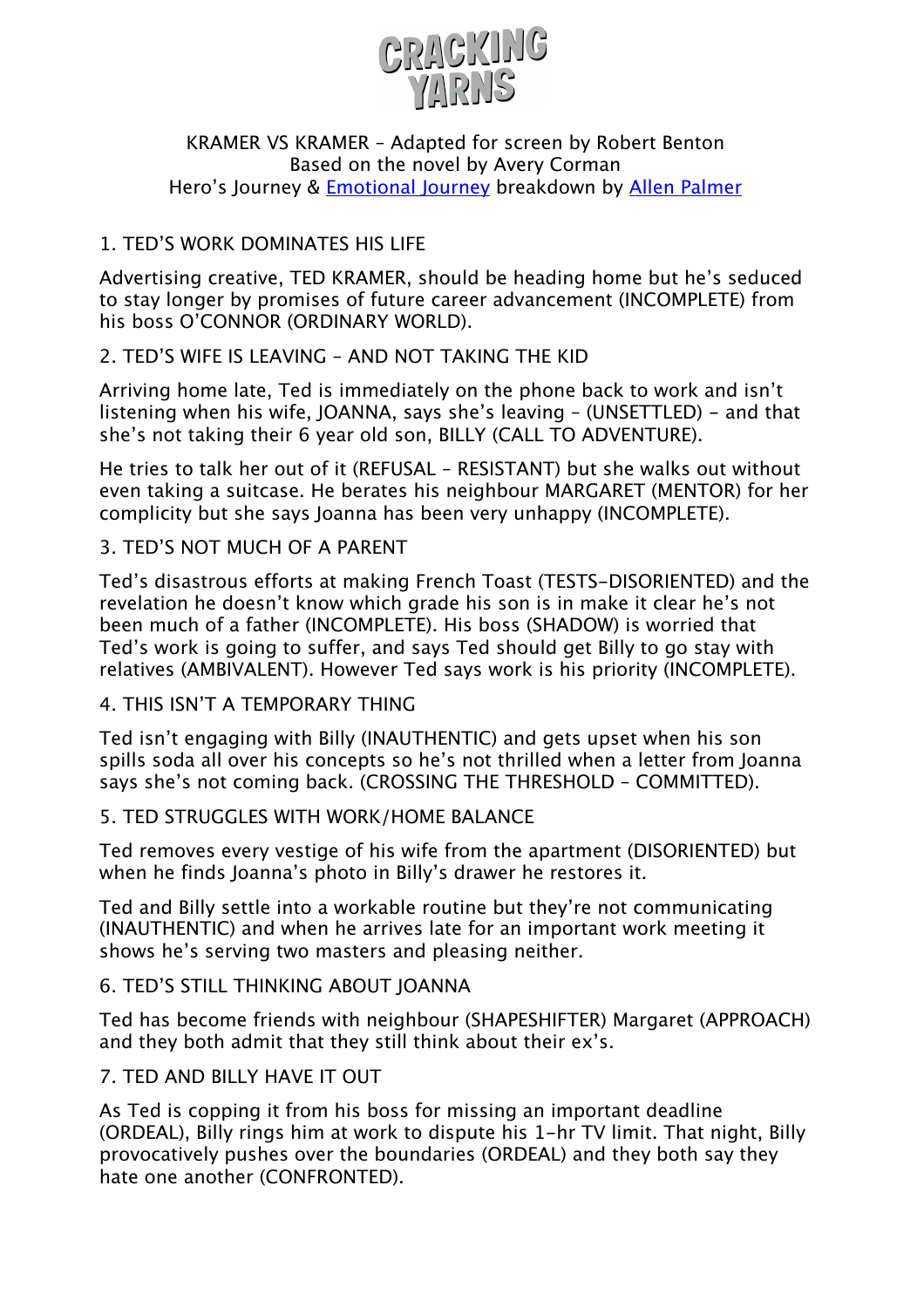# CRACKING YARNS

KRAMER VS KRAMER – Adapted for screen by Robert Benton
Based on the novel by Avery Corman
Hero's Journey & Emotional Journey breakdown by Allen Palmer

## 1. TED'S WORK DOMINATES HIS LIFE

Advertising creative, TED KRAMER, should be heading home but he's seduced to stay longer by promises of future career advancement (INCOMPLETE) from his boss O'CONNOR (ORDINARY WORLD).

## 2. TED'S WIFE IS LEAVING – AND NOT TAKING THE KID

Arriving home late, Ted is immediately on the phone back to work and isn't listening when his wife, JOANNA, says she's leaving – (UNSETTLED) – and that she's not taking their 6 year old son, BILLY (CALL TO ADVENTURE).

He tries to talk her out of it (REFUSAL – RESISTANT) but she walks out without even taking a suitcase. He berates his neighbour MARGARET (MENTOR) for her complicity but she says Joanna has been very unhappy (INCOMPLETE).

## 3. TED'S NOT MUCH OF A PARENT

Ted's disastrous efforts at making French Toast (TESTS-DISORIENTED) and the revelation he doesn't know which grade his son is in make it clear he's not been much of a father (INCOMPLETE). His boss (SHADOW) is worried that Ted's work is going to suffer, and says Ted should get Billy to go stay with relatives (AMBIVALENT). However Ted says work is his priority (INCOMPLETE).

## 4. THIS ISN'T A TEMPORARY THING

Ted isn't engaging with Billy (INAUTHENTIC) and gets upset when his son spills soda all over his concepts so he's not thrilled when a letter from Joanna says she's not coming back. (CROSSING THE THRESHOLD – COMMITTED).

## 5. TED STRUGGLES WITH WORK/HOME BALANCE

Ted removes every vestige of his wife from the apartment (DISORIENTED) but when he finds Joanna's photo in Billy's drawer he restores it.

Ted and Billy settle into a workable routine but they're not communicating (INAUTHENTIC) and when he arrives late for an important work meeting it shows he's serving two masters and pleasing neither.

## 6. TED'S STILL THINKING ABOUT JOANNA

Ted has become friends with neighbour (SHAPESHIFTER) Margaret (APPROACH) and they both admit that they still think about their ex's.

## 7. TED AND BILLY HAVE IT OUT

As Ted is copping it from his boss for missing an important deadline (ORDEAL), Billy rings him at work to dispute his 1-hr TV limit. That night, Billy provocatively pushes over the boundaries (ORDEAL) and they both say they hate one another (CONFRONTED).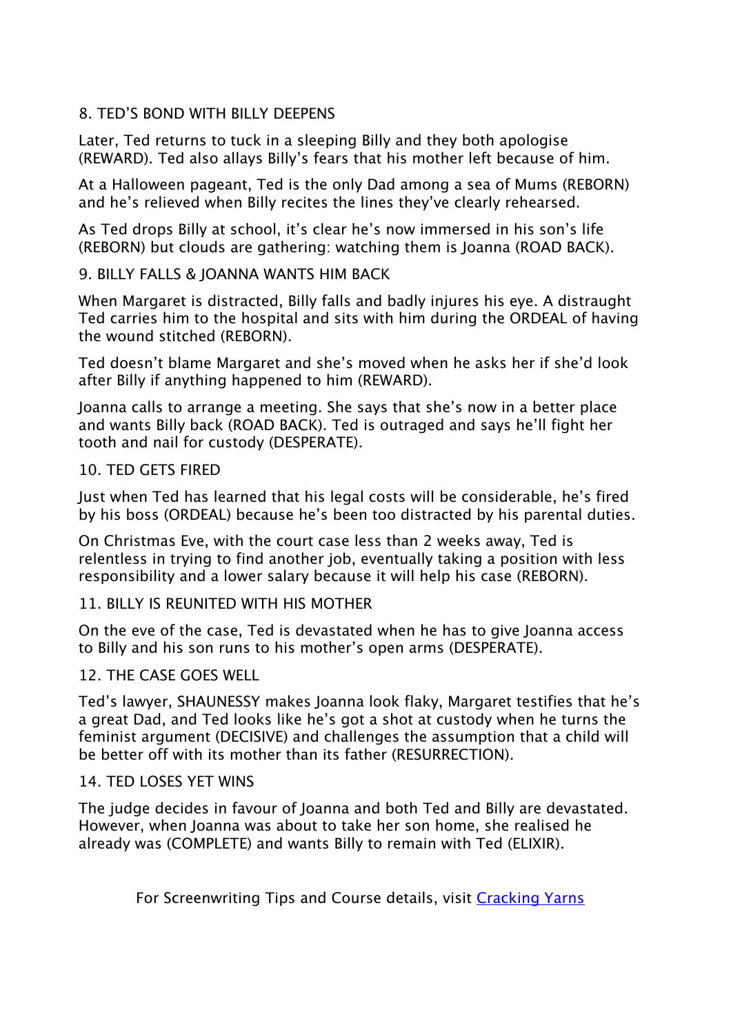## 8. TED'S BOND WITH BILLY DEEPENS

Later, Ted returns to tuck in a sleeping Billy and they both apologise (REWARD). Ted also allays Billy's fears that his mother left because of him.

At a Halloween pageant, Ted is the only Dad among a sea of Mums (REBORN) and he's relieved when Billy recites the lines they've clearly rehearsed.

As Ted drops Billy at school, it's clear he's now immersed in his son's life (REBORN) but clouds are gathering: watching them is Joanna (ROAD BACK).

## 9. BILLY FALLS & JOANNA WANTS HIM BACK

When Margaret is distracted, Billy falls and badly injures his eye. A distraught Ted carries him to the hospital and sits with him during the ORDEAL of having the wound stitched (REBORN).

Ted doesn't blame Margaret and she's moved when he asks her if she'd look after Billy if anything happened to him (REWARD).

Joanna calls to arrange a meeting. She says that she's now in a better place and wants Billy back (ROAD BACK). Ted is outraged and says he'll fight her tooth and nail for custody (DESPERATE).

## 10. TED GETS FIRED

Just when Ted has learned that his legal costs will be considerable, he's fired by his boss (ORDEAL) because he's been too distracted by his parental duties.

On Christmas Eve, with the court case less than 2 weeks away, Ted is relentless in trying to find another job, eventually taking a position with less responsibility and a lower salary because it will help his case (REBORN).

## 11. BILLY IS REUNITED WITH HIS MOTHER

On the eve of the case, Ted is devastated when he has to give Joanna access to Billy and his son runs to his mother's open arms (DESPERATE).

## 12. THE CASE GOES WELL

Ted's lawyer, SHAUNESSY makes Joanna look flaky, Margaret testifies that he's a great Dad, and Ted looks like he's got a shot at custody when he turns the feminist argument (DECISIVE) and challenges the assumption that a child will be better off with its mother than its father (RESURRECTION).

## 14. TED LOSES YET WINS

The judge decides in favour of Joanna and both Ted and Billy are devastated. However, when Joanna was about to take her son home, she realised he already was (COMPLETE) and wants Billy to remain with Ted (ELIXIR).

For Screenwriting Tips and Course details, visit [Cracking Yarns]